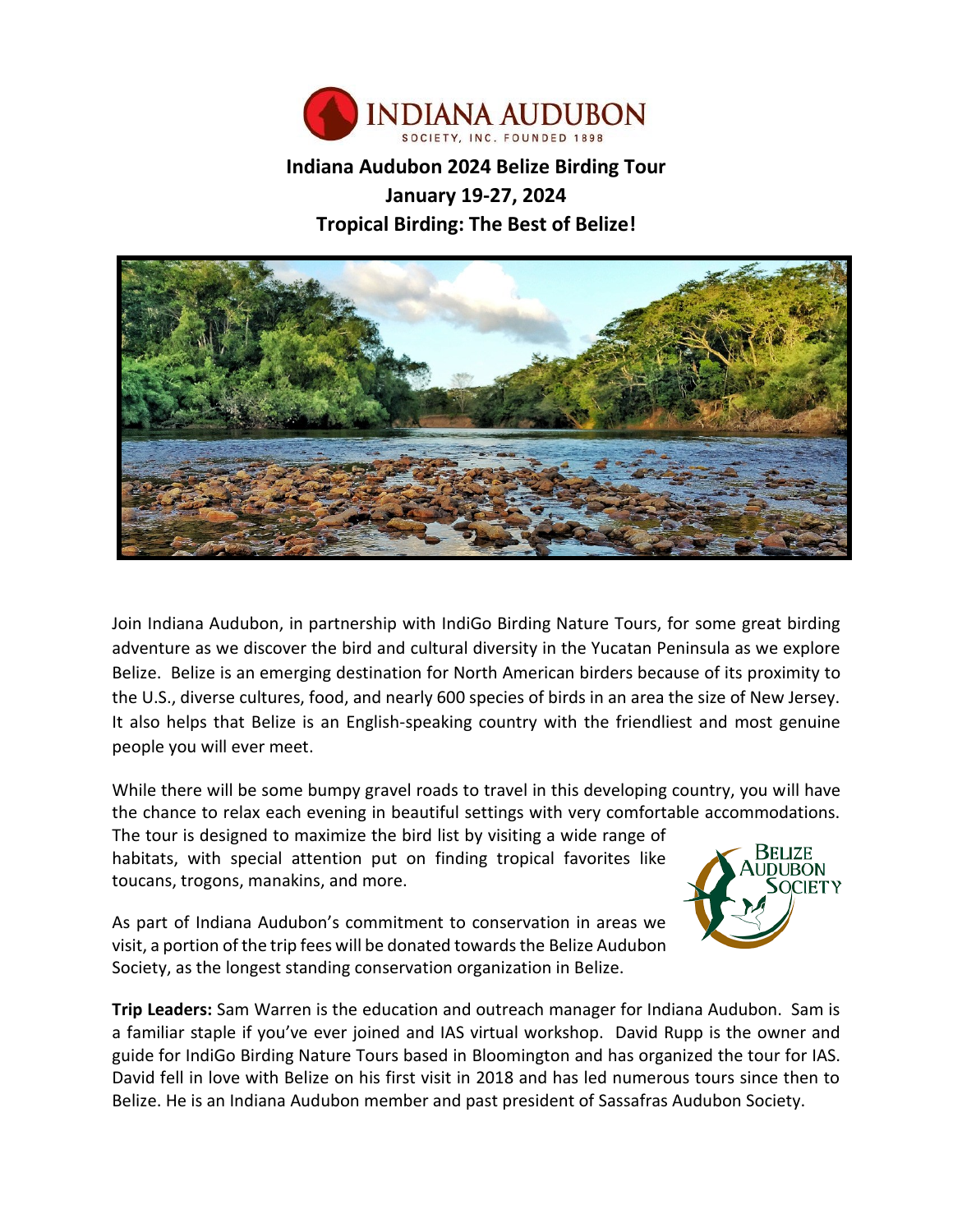# Indiana Audubon 2024 Belize Birding Tour
## January 19-27, 2024
## Tropical Birding: The Best of Belize!

Join Indiana Audubon, in partnership with IndiGo Birding Nature Tours, for some great birding adventure as we discover the bird and cultural diversity in the Yucatan Peninsula as we explore Belize. Belize is an emerging destination for North American birders because of its proximity to the U.S., diverse cultures, food, and nearly 600 species of birds in an area the size of New Jersey. It also helps that Belize is an English-speaking country with the friendliest and most genuine people you will ever meet.

While there will be some bumpy gravel roads to travel in this developing country, you will have the chance to relax each evening in beautiful settings with very comfortable accommodations. The tour is designed to maximize the bird list by visiting a wide range of habitats, with special attention put on finding tropical favorites like toucans, trogons, manakins, and more.

As part of Indiana Audubon's commitment to conservation in areas we visit, a portion of the trip fees will be donated towards the Belize Audubon Society, as the longest standing conservation organization in Belize.

**Trip Leaders:** Sam Warren is the education and outreach manager for Indiana Audubon. Sam is a familiar staple if you've ever joined and IAS virtual workshop. David Rupp is the owner and guide for IndiGo Birding Nature Tours based in Bloomington and has organized the tour for IAS. David fell in love with Belize on his first visit in 2018 and has led numerous tours since then to Belize. He is an Indiana Audubon member and past president of Sassafras Audubon Society.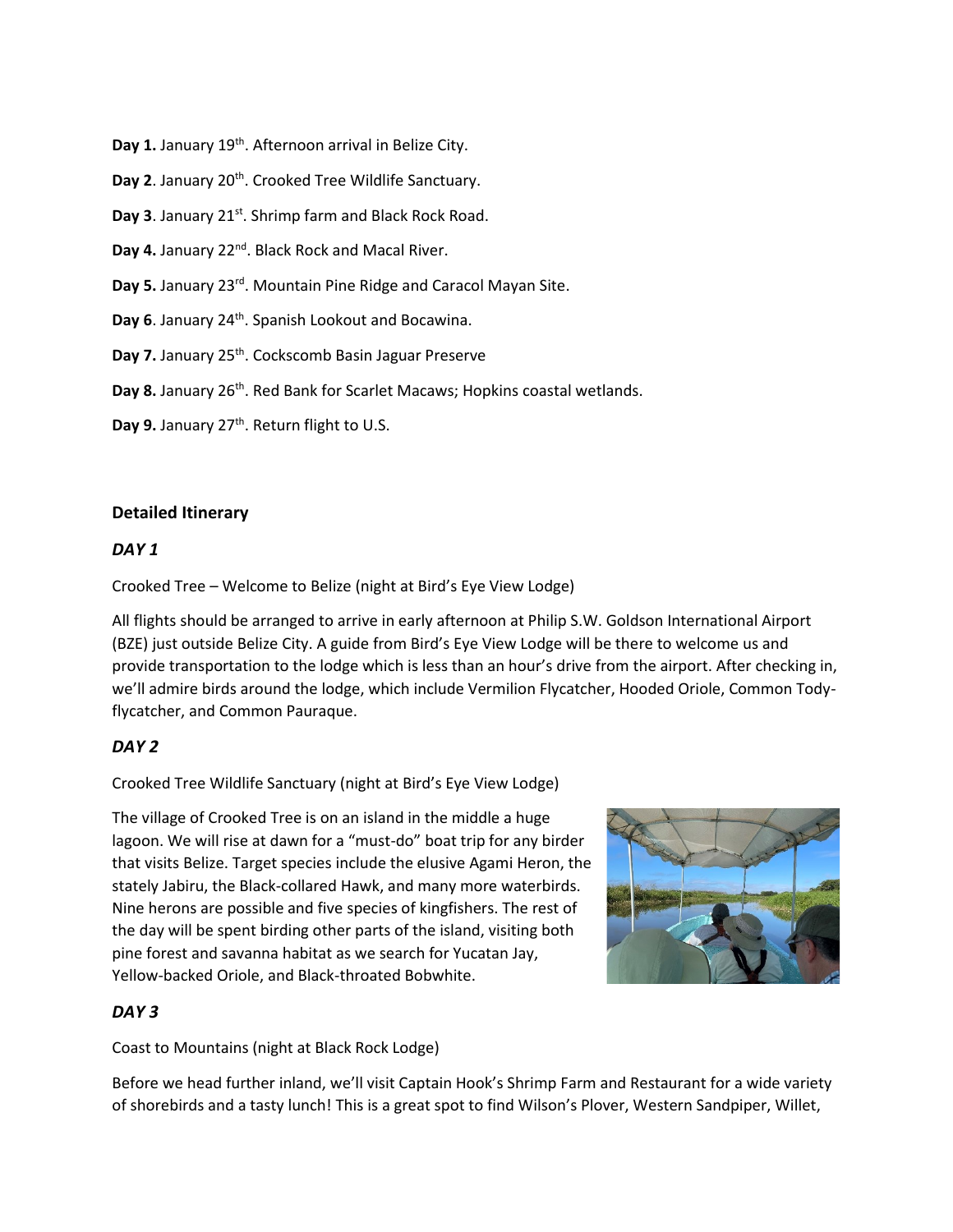**Day 1.** January 19th. Afternoon arrival in Belize City.

**Day 2**. January 20th. Crooked Tree Wildlife Sanctuary.

**Day 3**. January 21st. Shrimp farm and Black Rock Road.

**Day 4.** January 22nd. Black Rock and Macal River.

**Day 5.** January 23rd. Mountain Pine Ridge and Caracol Mayan Site.

**Day 6**. January 24th. Spanish Lookout and Bocawina.

**Day 7.** January 25th. Cockscomb Basin Jaguar Preserve

**Day 8.** January 26th. Red Bank for Scarlet Macaws; Hopkins coastal wetlands.

**Day 9.** January 27th. Return flight to U.S.

## Detailed Itinerary

### *DAY 1*

Crooked Tree – Welcome to Belize (night at Bird's Eye View Lodge)

All flights should be arranged to arrive in early afternoon at Philip S.W. Goldson International Airport (BZE) just outside Belize City. A guide from Bird's Eye View Lodge will be there to welcome us and provide transportation to the lodge which is less than an hour's drive from the airport. After checking in, we'll admire birds around the lodge, which include Vermilion Flycatcher, Hooded Oriole, Common Tody-flycatcher, and Common Pauraque.

### *DAY 2*

Crooked Tree Wildlife Sanctuary (night at Bird's Eye View Lodge)

The village of Crooked Tree is on an island in the middle a huge lagoon. We will rise at dawn for a "must-do" boat trip for any birder that visits Belize. Target species include the elusive Agami Heron, the stately Jabiru, the Black-collared Hawk, and many more waterbirds. Nine herons are possible and five species of kingfishers. The rest of the day will be spent birding other parts of the island, visiting both pine forest and savanna habitat as we search for Yucatan Jay, Yellow-backed Oriole, and Black-throated Bobwhite.

### *DAY 3*

Coast to Mountains (night at Black Rock Lodge)

Before we head further inland, we'll visit Captain Hook's Shrimp Farm and Restaurant for a wide variety of shorebirds and a tasty lunch! This is a great spot to find Wilson's Plover, Western Sandpiper, Willet,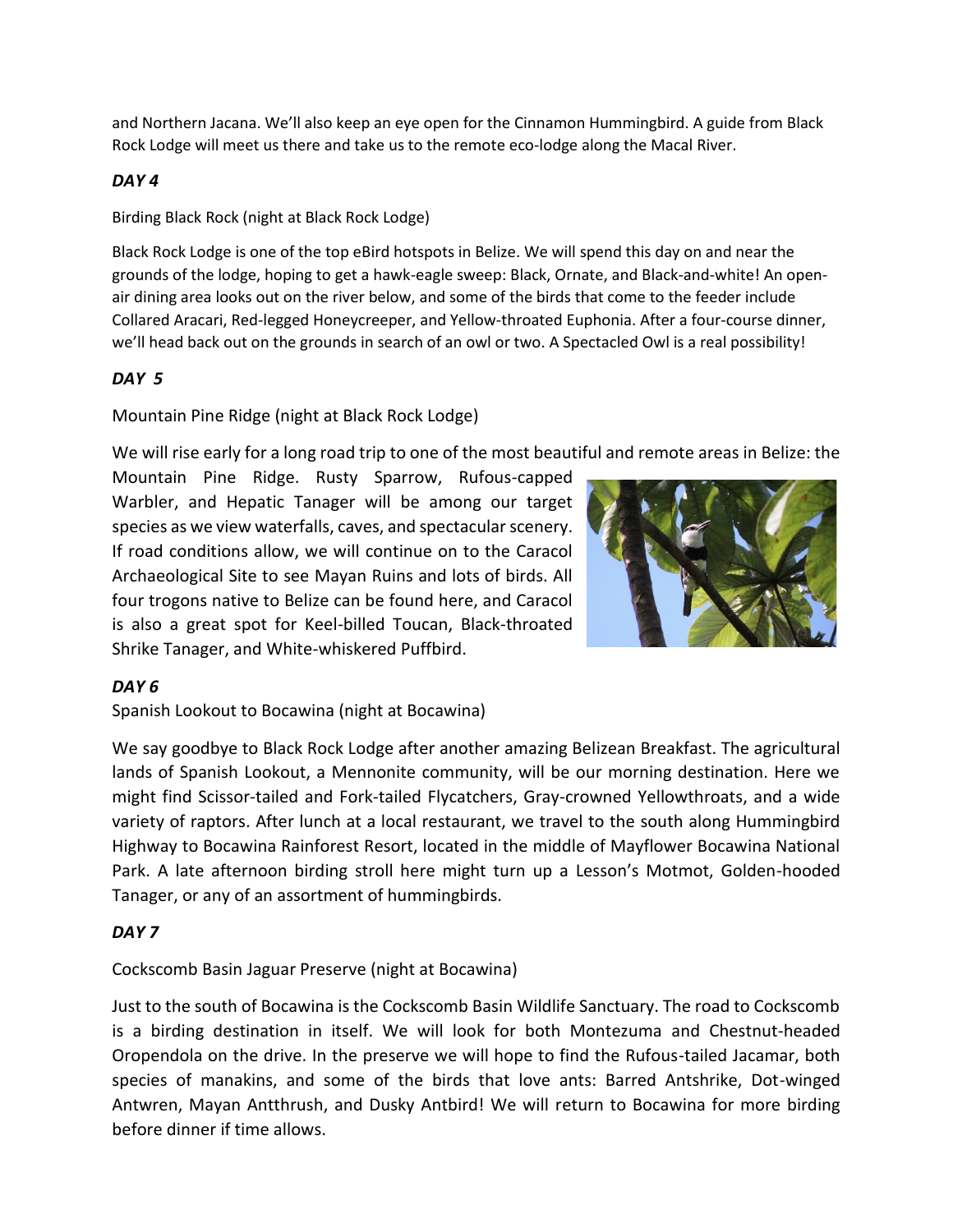and Northern Jacana. We'll also keep an eye open for the Cinnamon Hummingbird. A guide from Black Rock Lodge will meet us there and take us to the remote eco-lodge along the Macal River.

### *DAY 4*

Birding Black Rock (night at Black Rock Lodge)

Black Rock Lodge is one of the top eBird hotspots in Belize. We will spend this day on and near the grounds of the lodge, hoping to get a hawk-eagle sweep: Black, Ornate, and Black-and-white! An open-air dining area looks out on the river below, and some of the birds that come to the feeder include Collared Aracari, Red-legged Honeycreeper, and Yellow-throated Euphonia. After a four-course dinner, we'll head back out on the grounds in search of an owl or two. A Spectacled Owl is a real possibility!

### *DAY 5*

Mountain Pine Ridge (night at Black Rock Lodge)

We will rise early for a long road trip to one of the most beautiful and remote areas in Belize: the Mountain Pine Ridge. Rusty Sparrow, Rufous-capped Warbler, and Hepatic Tanager will be among our target species as we view waterfalls, caves, and spectacular scenery. If road conditions allow, we will continue on to the Caracol Archaeological Site to see Mayan Ruins and lots of birds. All four trogons native to Belize can be found here, and Caracol is also a great spot for Keel-billed Toucan, Black-throated Shrike Tanager, and White-whiskered Puffbird.

### *DAY 6*

Spanish Lookout to Bocawina (night at Bocawina)

We say goodbye to Black Rock Lodge after another amazing Belizean Breakfast. The agricultural lands of Spanish Lookout, a Mennonite community, will be our morning destination. Here we might find Scissor-tailed and Fork-tailed Flycatchers, Gray-crowned Yellowthroats, and a wide variety of raptors. After lunch at a local restaurant, we travel to the south along Hummingbird Highway to Bocawina Rainforest Resort, located in the middle of Mayflower Bocawina National Park. A late afternoon birding stroll here might turn up a Lesson's Motmot, Golden-hooded Tanager, or any of an assortment of hummingbirds.

### *DAY 7*

Cockscomb Basin Jaguar Preserve (night at Bocawina)

Just to the south of Bocawina is the Cockscomb Basin Wildlife Sanctuary. The road to Cockscomb is a birding destination in itself. We will look for both Montezuma and Chestnut-headed Oropendola on the drive. In the preserve we will hope to find the Rufous-tailed Jacamar, both species of manakins, and some of the birds that love ants: Barred Antshrike, Dot-winged Antwren, Mayan Antthrush, and Dusky Antbird! We will return to Bocawina for more birding before dinner if time allows.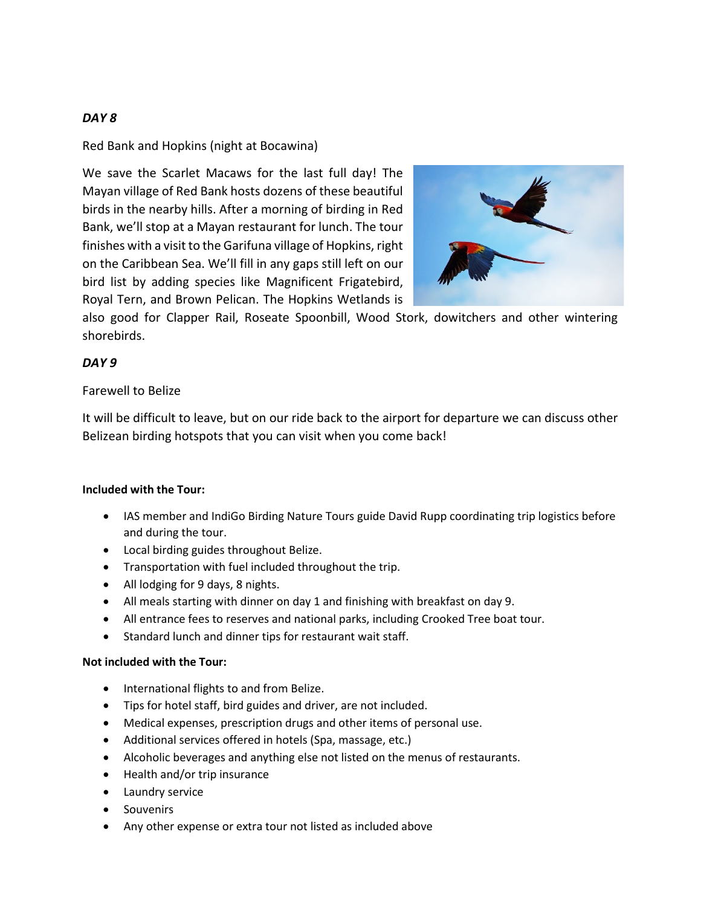### *DAY 8*

Red Bank and Hopkins (night at Bocawina)

We save the Scarlet Macaws for the last full day! The Mayan village of Red Bank hosts dozens of these beautiful birds in the nearby hills. After a morning of birding in Red Bank, we'll stop at a Mayan restaurant for lunch. The tour finishes with a visit to the Garifuna village of Hopkins, right on the Caribbean Sea. We'll fill in any gaps still left on our bird list by adding species like Magnificent Frigatebird, Royal Tern, and Brown Pelican. The Hopkins Wetlands is also good for Clapper Rail, Roseate Spoonbill, Wood Stork, dowitchers and other wintering shorebirds.

### *DAY 9*

Farewell to Belize

It will be difficult to leave, but on our ride back to the airport for departure we can discuss other Belizean birding hotspots that you can visit when you come back!

**Included with the Tour:**

- IAS member and IndiGo Birding Nature Tours guide David Rupp coordinating trip logistics before and during the tour.
- Local birding guides throughout Belize.
- Transportation with fuel included throughout the trip.
- All lodging for 9 days, 8 nights.
- All meals starting with dinner on day 1 and finishing with breakfast on day 9.
- All entrance fees to reserves and national parks, including Crooked Tree boat tour.
- Standard lunch and dinner tips for restaurant wait staff.

**Not included with the Tour:**

- International flights to and from Belize.
- Tips for hotel staff, bird guides and driver, are not included.
- Medical expenses, prescription drugs and other items of personal use.
- Additional services offered in hotels (Spa, massage, etc.)
- Alcoholic beverages and anything else not listed on the menus of restaurants.
- Health and/or trip insurance
- Laundry service
- Souvenirs
- Any other expense or extra tour not listed as included above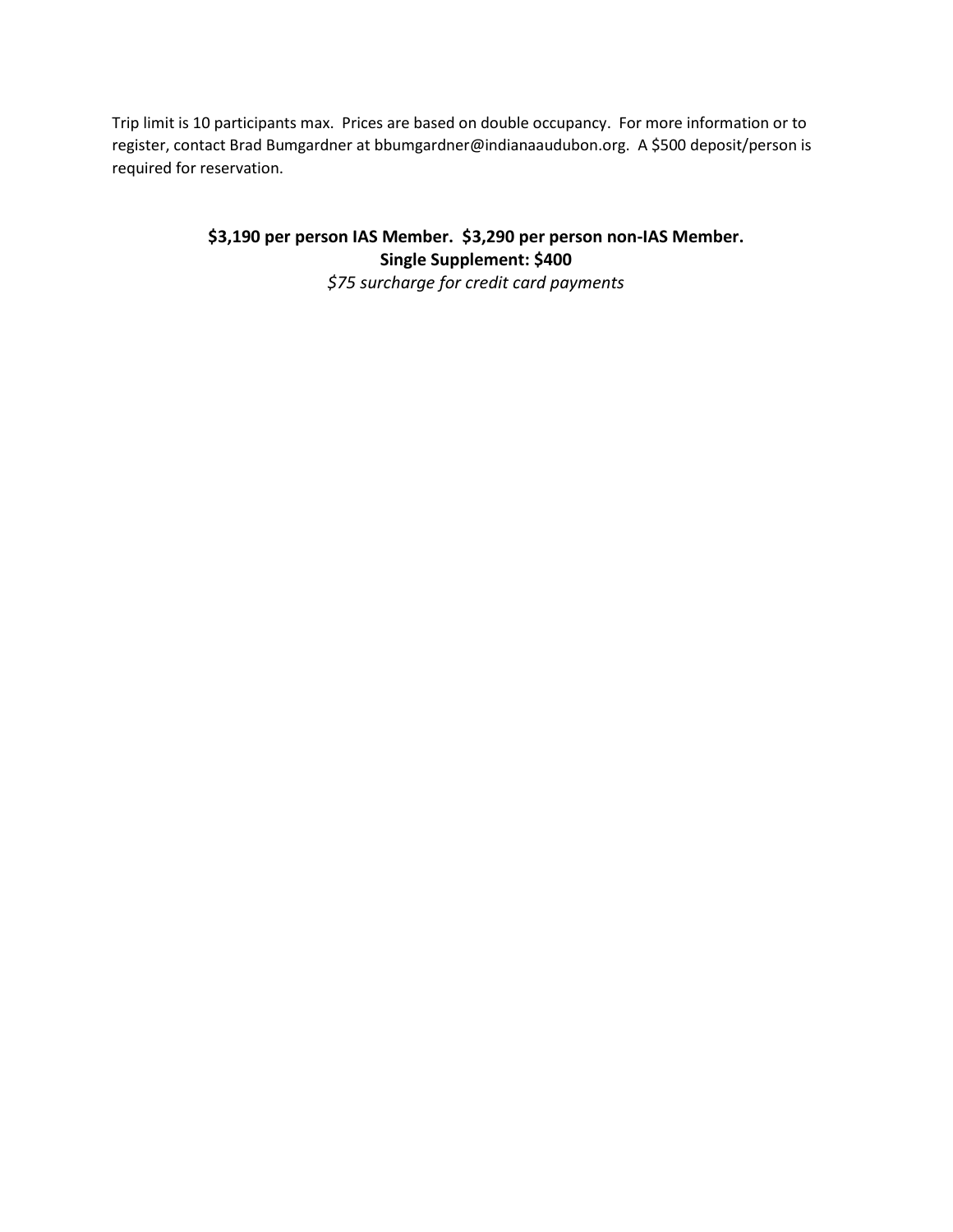Trip limit is 10 participants max. Prices are based on double occupancy. For more information or to register, contact Brad Bumgardner at bbumgardner@indianaaudubon.org. A $500 deposit/person is required for reservation.

**$3,190 per person IAS Member. $3,290 per person non-IAS Member.**
**Single Supplement: $400**
*$75 surcharge for credit card payments*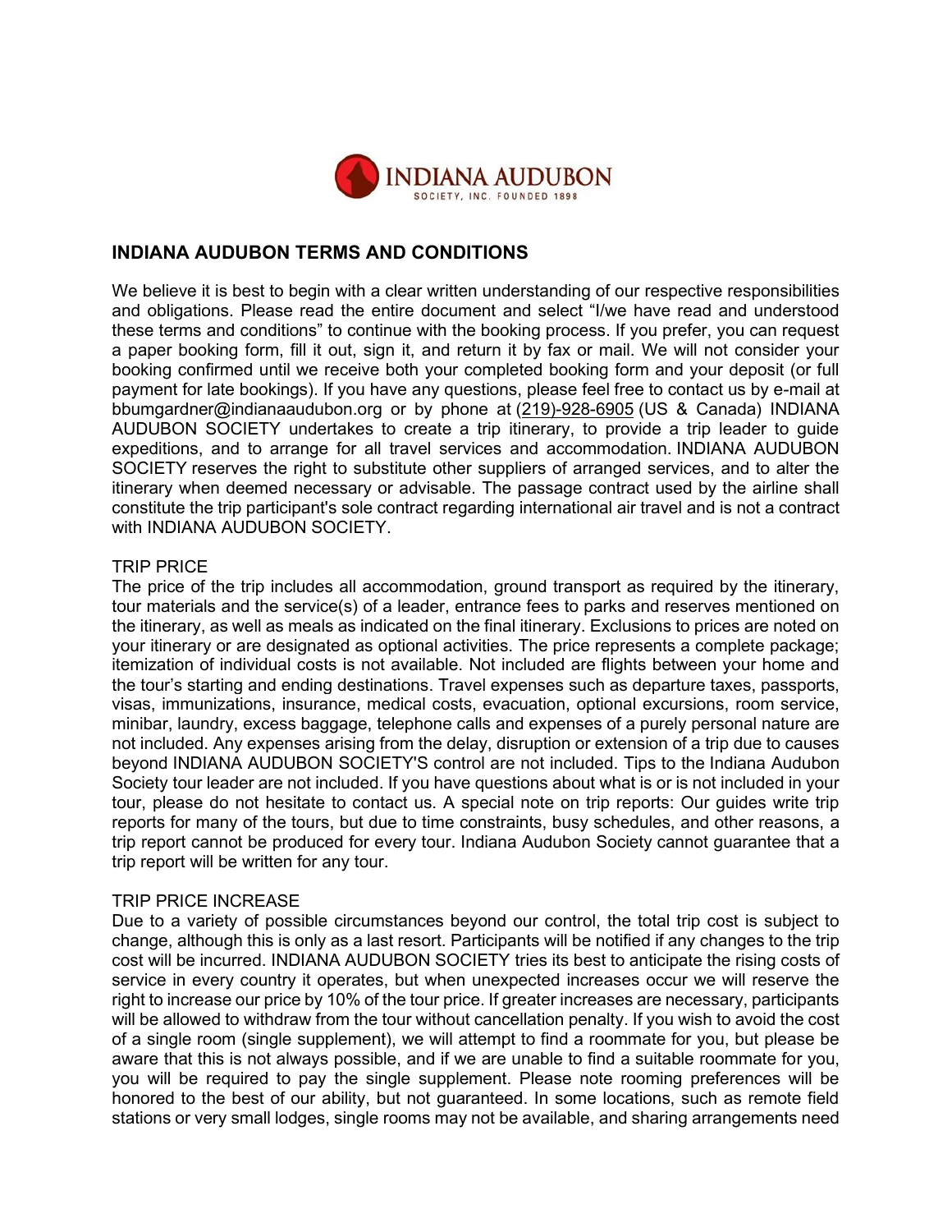## INDIANA AUDUBON TERMS AND CONDITIONS

We believe it is best to begin with a clear written understanding of our respective responsibilities and obligations. Please read the entire document and select "I/we have read and understood these terms and conditions" to continue with the booking process. If you prefer, you can request a paper booking form, fill it out, sign it, and return it by fax or mail. We will not consider your booking confirmed until we receive both your completed booking form and your deposit (or full payment for late bookings). If you have any questions, please feel free to contact us by e-mail at bbumgardner@indianaaudubon.org or by phone at (219)-928-6905 (US & Canada) INDIANA AUDUBON SOCIETY undertakes to create a trip itinerary, to provide a trip leader to guide expeditions, and to arrange for all travel services and accommodation. INDIANA AUDUBON SOCIETY reserves the right to substitute other suppliers of arranged services, and to alter the itinerary when deemed necessary or advisable. The passage contract used by the airline shall constitute the trip participant's sole contract regarding international air travel and is not a contract with INDIANA AUDUBON SOCIETY.

### TRIP PRICE

The price of the trip includes all accommodation, ground transport as required by the itinerary, tour materials and the service(s) of a leader, entrance fees to parks and reserves mentioned on the itinerary, as well as meals as indicated on the final itinerary. Exclusions to prices are noted on your itinerary or are designated as optional activities. The price represents a complete package; itemization of individual costs is not available. Not included are flights between your home and the tour's starting and ending destinations. Travel expenses such as departure taxes, passports, visas, immunizations, insurance, medical costs, evacuation, optional excursions, room service, minibar, laundry, excess baggage, telephone calls and expenses of a purely personal nature are not included. Any expenses arising from the delay, disruption or extension of a trip due to causes beyond INDIANA AUDUBON SOCIETY'S control are not included. Tips to the Indiana Audubon Society tour leader are not included. If you have questions about what is or is not included in your tour, please do not hesitate to contact us. A special note on trip reports: Our guides write trip reports for many of the tours, but due to time constraints, busy schedules, and other reasons, a trip report cannot be produced for every tour. Indiana Audubon Society cannot guarantee that a trip report will be written for any tour.

### TRIP PRICE INCREASE

Due to a variety of possible circumstances beyond our control, the total trip cost is subject to change, although this is only as a last resort. Participants will be notified if any changes to the trip cost will be incurred. INDIANA AUDUBON SOCIETY tries its best to anticipate the rising costs of service in every country it operates, but when unexpected increases occur we will reserve the right to increase our price by 10% of the tour price. If greater increases are necessary, participants will be allowed to withdraw from the tour without cancellation penalty. If you wish to avoid the cost of a single room (single supplement), we will attempt to find a roommate for you, but please be aware that this is not always possible, and if we are unable to find a suitable roommate for you, you will be required to pay the single supplement. Please note rooming preferences will be honored to the best of our ability, but not guaranteed. In some locations, such as remote field stations or very small lodges, single rooms may not be available, and sharing arrangements need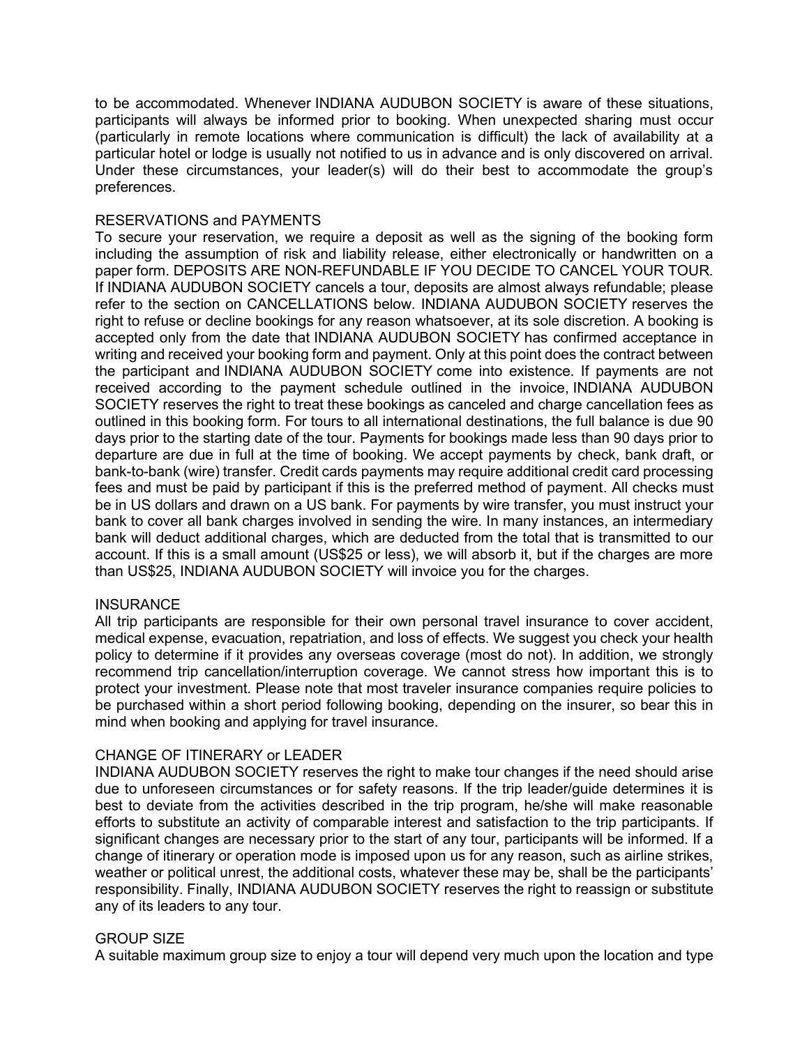to be accommodated. Whenever INDIANA AUDUBON SOCIETY is aware of these situations, participants will always be informed prior to booking. When unexpected sharing must occur (particularly in remote locations where communication is difficult) the lack of availability at a particular hotel or lodge is usually not notified to us in advance and is only discovered on arrival. Under these circumstances, your leader(s) will do their best to accommodate the group's preferences.

RESERVATIONS and PAYMENTS

To secure your reservation, we require a deposit as well as the signing of the booking form including the assumption of risk and liability release, either electronically or handwritten on a paper form. DEPOSITS ARE NON-REFUNDABLE IF YOU DECIDE TO CANCEL YOUR TOUR. If INDIANA AUDUBON SOCIETY cancels a tour, deposits are almost always refundable; please refer to the section on CANCELLATIONS below. INDIANA AUDUBON SOCIETY reserves the right to refuse or decline bookings for any reason whatsoever, at its sole discretion. A booking is accepted only from the date that INDIANA AUDUBON SOCIETY has confirmed acceptance in writing and received your booking form and payment. Only at this point does the contract between the participant and INDIANA AUDUBON SOCIETY come into existence. If payments are not received according to the payment schedule outlined in the invoice, INDIANA AUDUBON SOCIETY reserves the right to treat these bookings as canceled and charge cancellation fees as outlined in this booking form. For tours to all international destinations, the full balance is due 90 days prior to the starting date of the tour. Payments for bookings made less than 90 days prior to departure are due in full at the time of booking. We accept payments by check, bank draft, or bank-to-bank (wire) transfer. Credit cards payments may require additional credit card processing fees and must be paid by participant if this is the preferred method of payment. All checks must be in US dollars and drawn on a US bank. For payments by wire transfer, you must instruct your bank to cover all bank charges involved in sending the wire. In many instances, an intermediary bank will deduct additional charges, which are deducted from the total that is transmitted to our account. If this is a small amount (US$25 or less), we will absorb it, but if the charges are more than US$25, INDIANA AUDUBON SOCIETY will invoice you for the charges.

INSURANCE

All trip participants are responsible for their own personal travel insurance to cover accident, medical expense, evacuation, repatriation, and loss of effects. We suggest you check your health policy to determine if it provides any overseas coverage (most do not). In addition, we strongly recommend trip cancellation/interruption coverage. We cannot stress how important this is to protect your investment. Please note that most traveler insurance companies require policies to be purchased within a short period following booking, depending on the insurer, so bear this in mind when booking and applying for travel insurance.

CHANGE OF ITINERARY or LEADER

INDIANA AUDUBON SOCIETY reserves the right to make tour changes if the need should arise due to unforeseen circumstances or for safety reasons. If the trip leader/guide determines it is best to deviate from the activities described in the trip program, he/she will make reasonable efforts to substitute an activity of comparable interest and satisfaction to the trip participants. If significant changes are necessary prior to the start of any tour, participants will be informed. If a change of itinerary or operation mode is imposed upon us for any reason, such as airline strikes, weather or political unrest, the additional costs, whatever these may be, shall be the participants' responsibility. Finally, INDIANA AUDUBON SOCIETY reserves the right to reassign or substitute any of its leaders to any tour.

GROUP SIZE

A suitable maximum group size to enjoy a tour will depend very much upon the location and type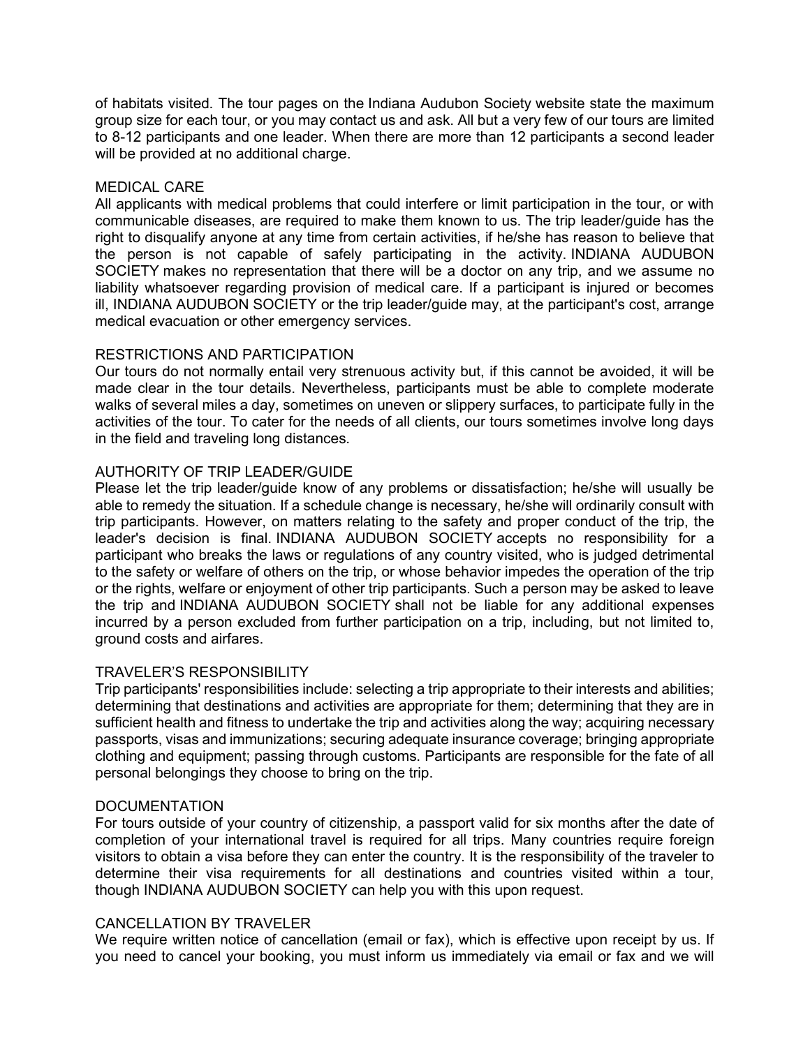of habitats visited. The tour pages on the Indiana Audubon Society website state the maximum group size for each tour, or you may contact us and ask. All but a very few of our tours are limited to 8-12 participants and one leader. When there are more than 12 participants a second leader will be provided at no additional charge.

## MEDICAL CARE

All applicants with medical problems that could interfere or limit participation in the tour, or with communicable diseases, are required to make them known to us. The trip leader/guide has the right to disqualify anyone at any time from certain activities, if he/she has reason to believe that the person is not capable of safely participating in the activity. INDIANA AUDUBON SOCIETY makes no representation that there will be a doctor on any trip, and we assume no liability whatsoever regarding provision of medical care. If a participant is injured or becomes ill, INDIANA AUDUBON SOCIETY or the trip leader/guide may, at the participant's cost, arrange medical evacuation or other emergency services.

## RESTRICTIONS AND PARTICIPATION

Our tours do not normally entail very strenuous activity but, if this cannot be avoided, it will be made clear in the tour details. Nevertheless, participants must be able to complete moderate walks of several miles a day, sometimes on uneven or slippery surfaces, to participate fully in the activities of the tour. To cater for the needs of all clients, our tours sometimes involve long days in the field and traveling long distances.

## AUTHORITY OF TRIP LEADER/GUIDE

Please let the trip leader/guide know of any problems or dissatisfaction; he/she will usually be able to remedy the situation. If a schedule change is necessary, he/she will ordinarily consult with trip participants. However, on matters relating to the safety and proper conduct of the trip, the leader's decision is final. INDIANA AUDUBON SOCIETY accepts no responsibility for a participant who breaks the laws or regulations of any country visited, who is judged detrimental to the safety or welfare of others on the trip, or whose behavior impedes the operation of the trip or the rights, welfare or enjoyment of other trip participants. Such a person may be asked to leave the trip and INDIANA AUDUBON SOCIETY shall not be liable for any additional expenses incurred by a person excluded from further participation on a trip, including, but not limited to, ground costs and airfares.

## TRAVELER'S RESPONSIBILITY

Trip participants' responsibilities include: selecting a trip appropriate to their interests and abilities; determining that destinations and activities are appropriate for them; determining that they are in sufficient health and fitness to undertake the trip and activities along the way; acquiring necessary passports, visas and immunizations; securing adequate insurance coverage; bringing appropriate clothing and equipment; passing through customs. Participants are responsible for the fate of all personal belongings they choose to bring on the trip.

## DOCUMENTATION

For tours outside of your country of citizenship, a passport valid for six months after the date of completion of your international travel is required for all trips. Many countries require foreign visitors to obtain a visa before they can enter the country. It is the responsibility of the traveler to determine their visa requirements for all destinations and countries visited within a tour, though INDIANA AUDUBON SOCIETY can help you with this upon request.

## CANCELLATION BY TRAVELER

We require written notice of cancellation (email or fax), which is effective upon receipt by us. If you need to cancel your booking, you must inform us immediately via email or fax and we will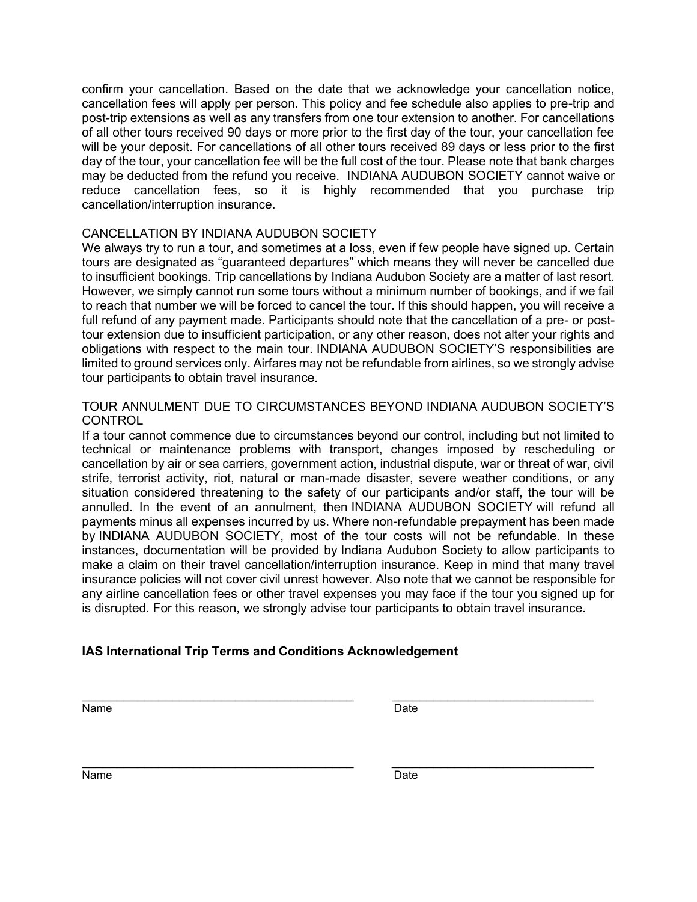confirm your cancellation. Based on the date that we acknowledge your cancellation notice, cancellation fees will apply per person. This policy and fee schedule also applies to pre-trip and post-trip extensions as well as any transfers from one tour extension to another. For cancellations of all other tours received 90 days or more prior to the first day of the tour, your cancellation fee will be your deposit. For cancellations of all other tours received 89 days or less prior to the first day of the tour, your cancellation fee will be the full cost of the tour. Please note that bank charges may be deducted from the refund you receive. INDIANA AUDUBON SOCIETY cannot waive or reduce cancellation fees, so it is highly recommended that you purchase trip cancellation/interruption insurance.

CANCELLATION BY INDIANA AUDUBON SOCIETY

We always try to run a tour, and sometimes at a loss, even if few people have signed up. Certain tours are designated as "guaranteed departures" which means they will never be cancelled due to insufficient bookings. Trip cancellations by Indiana Audubon Society are a matter of last resort. However, we simply cannot run some tours without a minimum number of bookings, and if we fail to reach that number we will be forced to cancel the tour. If this should happen, you will receive a full refund of any payment made. Participants should note that the cancellation of a pre- or post-tour extension due to insufficient participation, or any other reason, does not alter your rights and obligations with respect to the main tour. INDIANA AUDUBON SOCIETY'S responsibilities are limited to ground services only. Airfares may not be refundable from airlines, so we strongly advise tour participants to obtain travel insurance.

TOUR ANNULMENT DUE TO CIRCUMSTANCES BEYOND INDIANA AUDUBON SOCIETY'S CONTROL

If a tour cannot commence due to circumstances beyond our control, including but not limited to technical or maintenance problems with transport, changes imposed by rescheduling or cancellation by air or sea carriers, government action, industrial dispute, war or threat of war, civil strife, terrorist activity, riot, natural or man-made disaster, severe weather conditions, or any situation considered threatening to the safety of our participants and/or staff, the tour will be annulled. In the event of an annulment, then INDIANA AUDUBON SOCIETY will refund all payments minus all expenses incurred by us. Where non-refundable prepayment has been made by INDIANA AUDUBON SOCIETY, most of the tour costs will not be refundable. In these instances, documentation will be provided by Indiana Audubon Society to allow participants to make a claim on their travel cancellation/interruption insurance. Keep in mind that many travel insurance policies will not cover civil unrest however. Also note that we cannot be responsible for any airline cancellation fees or other travel expenses you may face if the tour you signed up for is disrupted. For this reason, we strongly advise tour participants to obtain travel insurance.

**IAS International Trip Terms and Conditions Acknowledgement**

\_\_\_\_\_\_\_\_\_\_\_\_\_\_\_\_\_\_\_\_\_\_\_\_\_\_\_\_\_\_\_\_\_\_\_\_\_\_\_\_ \_\_\_\_\_\_\_\_\_\_\_\_\_\_\_\_\_\_\_\_\_\_\_\_\_\_\_\_\_\_

Name Date

\_\_\_\_\_\_\_\_\_\_\_\_\_\_\_\_\_\_\_\_\_\_\_\_\_\_\_\_\_\_\_\_\_\_\_\_\_\_\_\_ \_\_\_\_\_\_\_\_\_\_\_\_\_\_\_\_\_\_\_\_\_\_\_\_\_\_\_\_\_\_

Name Date